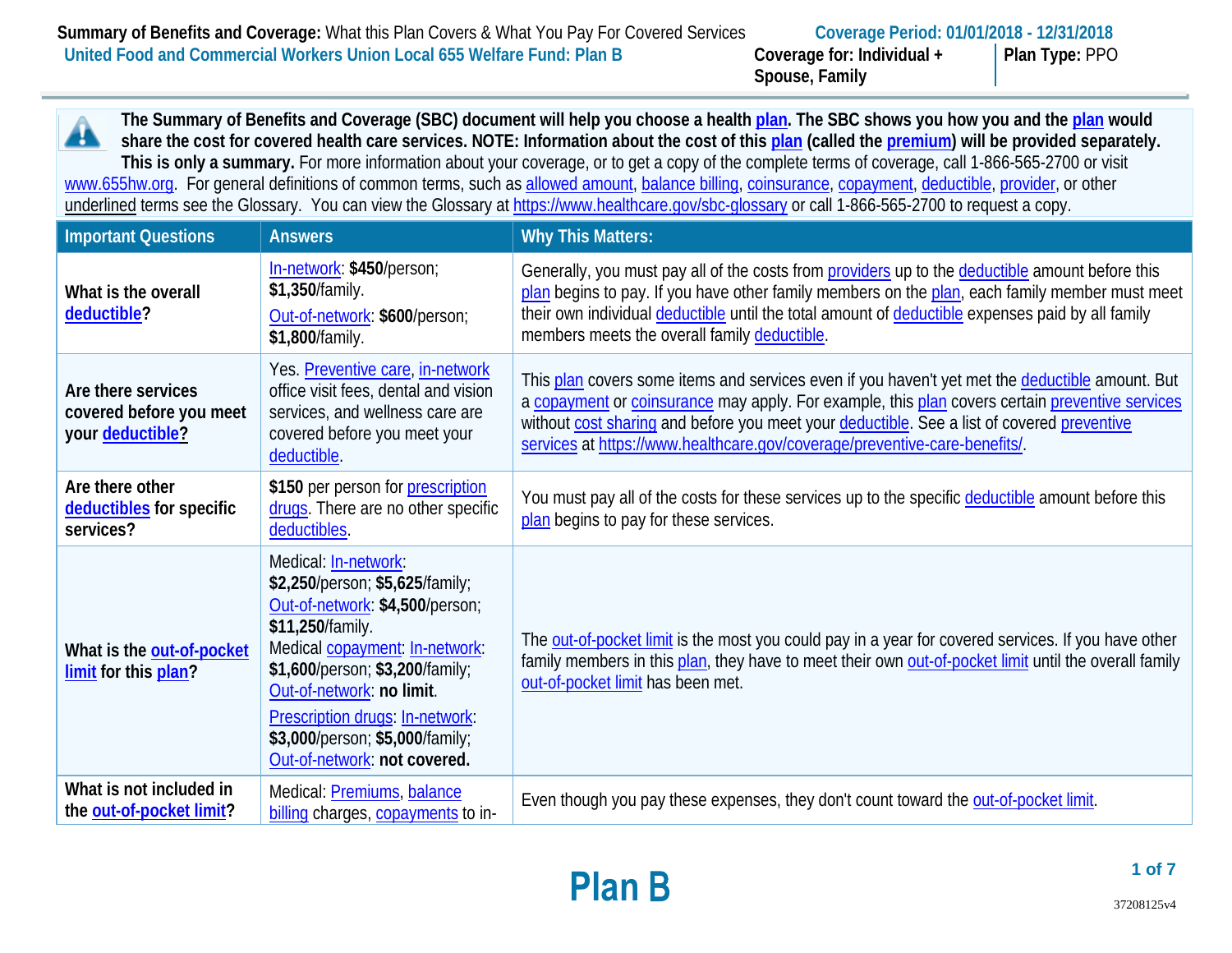**Summary of Benefits and Coverage:** What this Plan Covers & What You Pay For Covered Services

**United Food and Commercial Workers Union Local 655 Welfare Fund: Plan B**

**Coverage Period: 01/01/2018 - 12/31/2018**

**Coverage for:** Individual + Spouse, Family | **Plan Type:** PPO

**The Summary of Benefits and Coverage (SBC) document will help you choose a health plan. The SBC shows you how you and the plan would share the cost for covered health care services. NOTE: Information about the cost of this plan (called the premium) will be provided separately. This is only a summary.** For more information about your coverage, or to get a copy of the complete terms of coverage, call 1-866-565-2700 or visit www.655hw.org. For general definitions of common terms, such as allowed amount, balance billing, coinsurance, copayment, deductible, provider, or other underlined terms see the Glossary. You can view the Glossary at https://www.healthcare.gov/sbc-glossary or call 1-866-565-2700 to request a copy.

| Important Questions | Answers | Why This Matters: |
|---|---|---|
| **What is the overall deductible?** | In-network: **$450**/person; **$1,350**/family. Out-of-network: **$600**/person; **$1,800**/family. | Generally, you must pay all of the costs from providers up to the deductible amount before this plan begins to pay. If you have other family members on the plan, each family member must meet their own individual deductible until the total amount of deductible expenses paid by all family members meets the overall family deductible. |
| **Are there services covered before you meet your deductible?** | Yes. Preventive care, in-network office visit fees, dental and vision services, and wellness care are covered before you meet your deductible. | This plan covers some items and services even if you haven't yet met the deductible amount. But a copayment or coinsurance may apply. For example, this plan covers certain preventive services without cost sharing and before you meet your deductible. See a list of covered preventive services at https://www.healthcare.gov/coverage/preventive-care-benefits/. |
| **Are there other deductibles for specific services?** | **$150** per person for prescription drugs. There are no other specific deductibles. | You must pay all of the costs for these services up to the specific deductible amount before this plan begins to pay for these services. |
| **What is the out-of-pocket limit for this plan?** | Medical: In-network: **$2,250**/person; **$5,625**/family; Out-of-network: **$4,500**/person; **$11,250**/family. Medical copayment: In-network: **$1,600**/person; **$3,200**/family; Out-of-network: **no limit**. Prescription drugs: In-network: **$3,000**/person; **$5,000**/family; Out-of-network: **not covered.** | The out-of-pocket limit is the most you could pay in a year for covered services. If you have other family members in this plan, they have to meet their own out-of-pocket limit until the overall family out-of-pocket limit has been met. |
| **What is not included in the out-of-pocket limit?** | Medical: Premiums, balance billing charges, copayments to in- | Even though you pay these expenses, they don't count toward the out-of-pocket limit. |

**Plan B**

37208125v4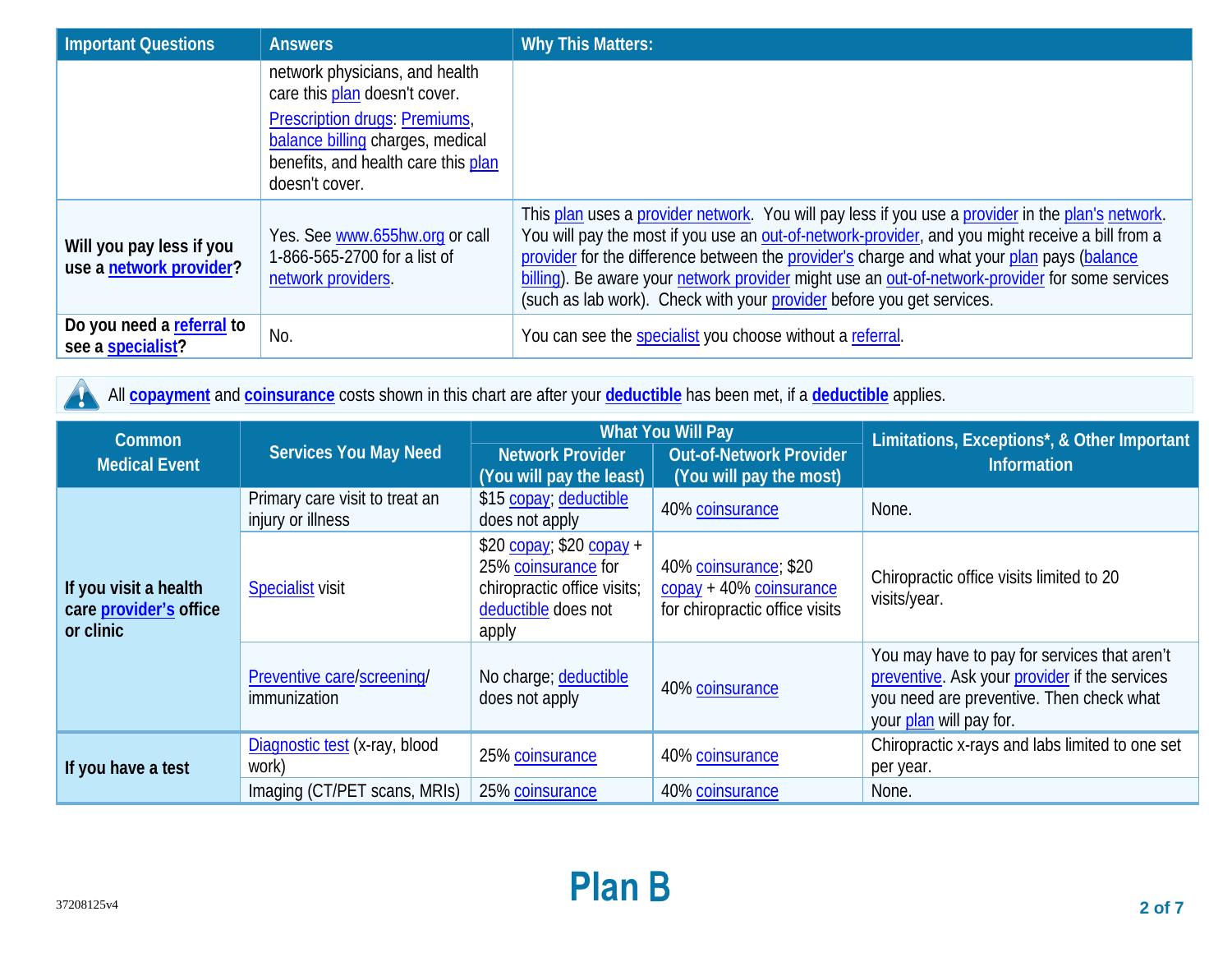| Important Questions | Answers | Why This Matters: |
|---|---|---|
| | network physicians, and health care this plan doesn't cover. Prescription drugs: Premiums, balance billing charges, medical benefits, and health care this plan doesn't cover. | |
| **Will you pay less if you use a network provider?** | Yes. See www.655hw.org or call 1-866-565-2700 for a list of network providers. | This plan uses a provider network. You will pay less if you use a provider in the plan's network. You will pay the most if you use an out-of-network-provider, and you might receive a bill from a provider for the difference between the provider's charge and what your plan pays (balance billing). Be aware your network provider might use an out-of-network-provider for some services (such as lab work). Check with your provider before you get services. |
| **Do you need a referral to see a specialist?** | No. | You can see the specialist you choose without a referral. |

All **copayment** and **coinsurance** costs shown in this chart are after your **deductible** has been met, if a **deductible** applies.

| Common Medical Event | Services You May Need | What You Will Pay | | Limitations, Exceptions*, & Other Important Information |
|---|---|---|---|---|
| | | Network Provider (You will pay the least) | Out-of-Network Provider (You will pay the most) | |
| **If you visit a health care provider's office or clinic** | Primary care visit to treat an injury or illness | $15 copay; deductible does not apply | 40% coinsurance | None. |
| | Specialist visit | $20 copay; $20 copay + 25% coinsurance for chiropractic office visits; deductible does not apply | 40% coinsurance; $20 copay + 40% coinsurance for chiropractic office visits | Chiropractic office visits limited to 20 visits/year. |
| | Preventive care/screening/ immunization | No charge; deductible does not apply | 40% coinsurance | You may have to pay for services that aren't preventive. Ask your provider if the services you need are preventive. Then check what your plan will pay for. |
| **If you have a test** | Diagnostic test (x-ray, blood work) | 25% coinsurance | 40% coinsurance | Chiropractic x-rays and labs limited to one set per year. |
| | Imaging (CT/PET scans, MRIs) | 25% coinsurance | 40% coinsurance | None. |

Plan B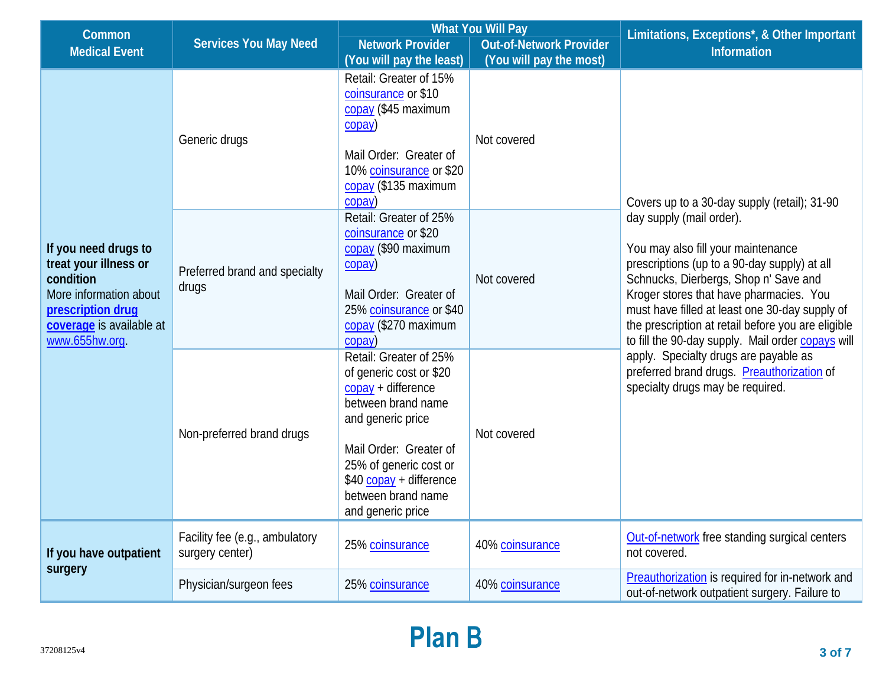| Common Medical Event | Services You May Need | What You Will Pay | | Limitations, Exceptions*, & Other Important Information |
|---|---|---|---|---|
| | | Network Provider (You will pay the least) | Out-of-Network Provider (You will pay the most) | |
| **If you need drugs to treat your illness or condition** More information about **prescription drug coverage** is available at www.655hw.org. | Generic drugs | Retail: Greater of 15% coinsurance or $10 copay ($45 maximum copay)<br><br>Mail Order: Greater of 10% coinsurance or $20 copay ($135 maximum copay) | Not covered | Covers up to a 30-day supply (retail); 31-90 day supply (mail order).<br><br>You may also fill your maintenance prescriptions (up to a 90-day supply) at all Schnucks, Dierbergs, Shop n' Save and Kroger stores that have pharmacies. You must have filled at least one 30-day supply of the prescription at retail before you are eligible to fill the 90-day supply. Mail order copays will apply. Specialty drugs are payable as preferred brand drugs. Preauthorization of specialty drugs may be required. |
| | Preferred brand and specialty drugs | Retail: Greater of 25% coinsurance or $20 copay ($90 maximum copay)<br><br>Mail Order: Greater of 25% coinsurance or $40 copay ($270 maximum copay) | Not covered | |
| | Non-preferred brand drugs | Retail: Greater of 25% of generic cost or $20 copay + difference between brand name and generic price<br><br>Mail Order: Greater of 25% of generic cost or $40 copay + difference between brand name and generic price | Not covered | |
| **If you have outpatient surgery** | Facility fee (e.g., ambulatory surgery center) | 25% coinsurance | 40% coinsurance | Out-of-network free standing surgical centers not covered. |
| | Physician/surgeon fees | 25% coinsurance | 40% coinsurance | Preauthorization is required for in-network and out-of-network outpatient surgery. Failure to |

# Plan B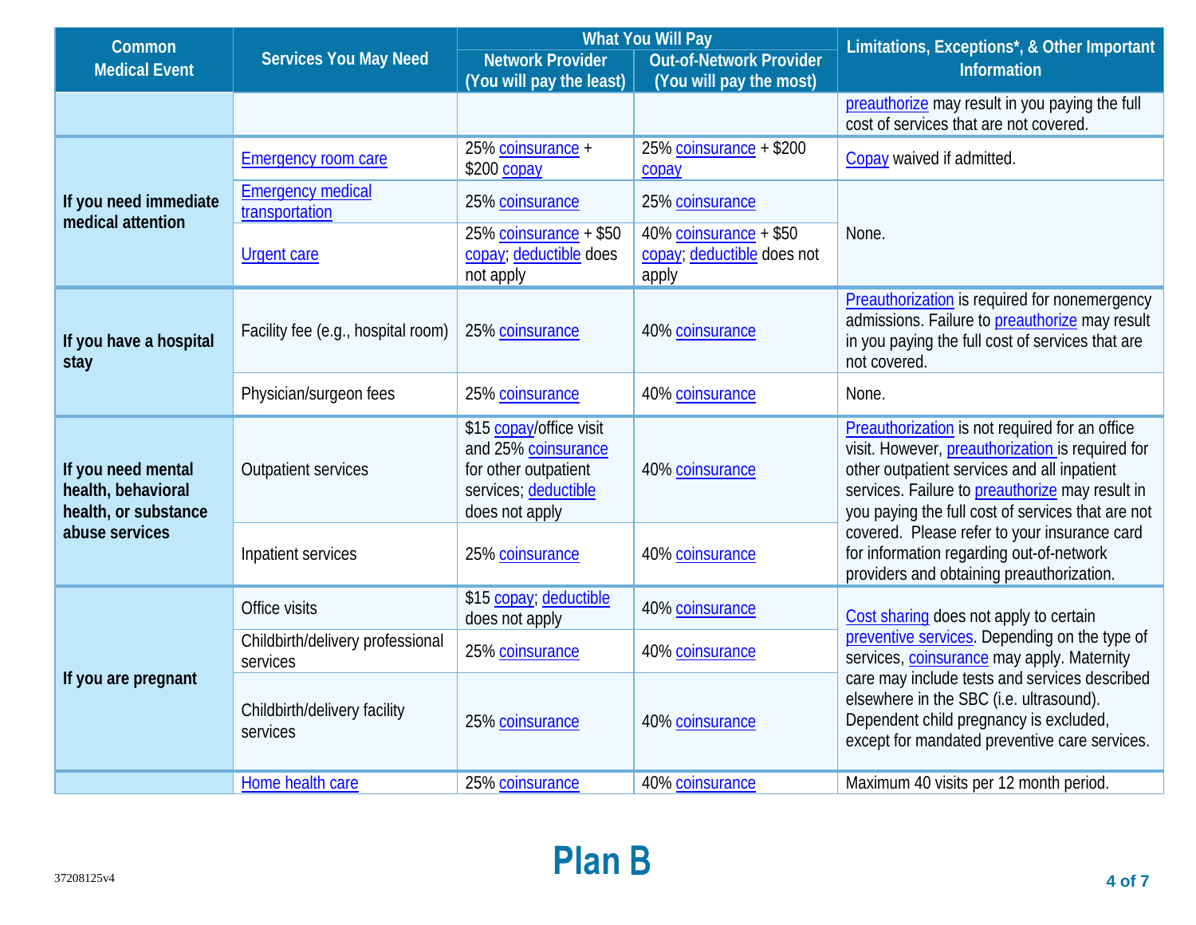| Common Medical Event | Services You May Need | What You Will Pay | | Limitations, Exceptions*, & Other Important Information |
|---|---|---|---|---|
| | | Network Provider (You will pay the least) | Out-of-Network Provider (You will pay the most) | |
| | | | | preauthorize may result in you paying the full cost of services that are not covered. |
| If you need immediate medical attention | Emergency room care | 25% coinsurance + $200 copay | 25% coinsurance + $200 copay | Copay waived if admitted. |
| | Emergency medical transportation | 25% coinsurance | 25% coinsurance | None. |
| | Urgent care | 25% coinsurance + $50 copay; deductible does not apply | 40% coinsurance + $50 copay; deductible does not apply | |
| If you have a hospital stay | Facility fee (e.g., hospital room) | 25% coinsurance | 40% coinsurance | Preauthorization is required for nonemergency admissions. Failure to preauthorize may result in you paying the full cost of services that are not covered. |
| | Physician/surgeon fees | 25% coinsurance | 40% coinsurance | None. |
| If you need mental health, behavioral health, or substance abuse services | Outpatient services | $15 copay/office visit and 25% coinsurance for other outpatient services; deductible does not apply | 40% coinsurance | Preauthorization is not required for an office visit. However, preauthorization is required for other outpatient services and all inpatient services. Failure to preauthorize may result in you paying the full cost of services that are not covered. Please refer to your insurance card for information regarding out-of-network providers and obtaining preauthorization. |
| | Inpatient services | 25% coinsurance | 40% coinsurance | |
| If you are pregnant | Office visits | $15 copay; deductible does not apply | 40% coinsurance | Cost sharing does not apply to certain preventive services. Depending on the type of services, coinsurance may apply. Maternity care may include tests and services described elsewhere in the SBC (i.e. ultrasound). Dependent child pregnancy is excluded, except for mandated preventive care services. |
| | Childbirth/delivery professional services | 25% coinsurance | 40% coinsurance | |
| | Childbirth/delivery facility services | 25% coinsurance | 40% coinsurance | |
| | Home health care | 25% coinsurance | 40% coinsurance | Maximum 40 visits per 12 month period. |

Plan B

37208125v4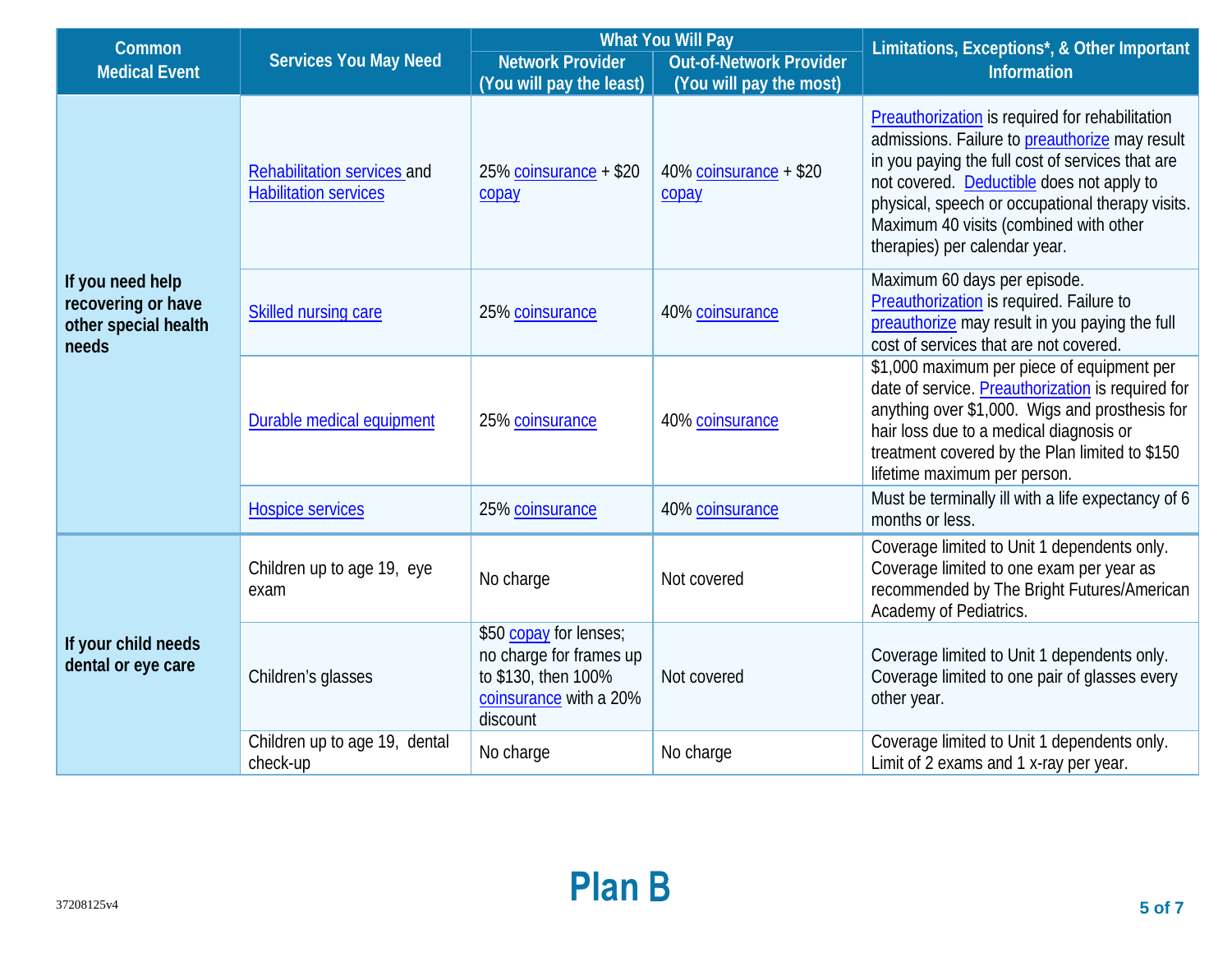| Common Medical Event | Services You May Need | What You Will Pay | | Limitations, Exceptions*, & Other Important Information |
|---|---|---|---|---|
| | | Network Provider (You will pay the least) | Out-of-Network Provider (You will pay the most) | |
| If you need help recovering or have other special health needs | Rehabilitation services and Habilitation services | 25% coinsurance + $20 copay | 40% coinsurance + $20 copay | Preauthorization is required for rehabilitation admissions. Failure to preauthorize may result in you paying the full cost of services that are not covered. Deductible does not apply to physical, speech or occupational therapy visits. Maximum 40 visits (combined with other therapies) per calendar year. |
| | Skilled nursing care | 25% coinsurance | 40% coinsurance | Maximum 60 days per episode. Preauthorization is required. Failure to preauthorize may result in you paying the full cost of services that are not covered. |
| | Durable medical equipment | 25% coinsurance | 40% coinsurance | $1,000 maximum per piece of equipment per date of service. Preauthorization is required for anything over $1,000. Wigs and prosthesis for hair loss due to a medical diagnosis or treatment covered by the Plan limited to $150 lifetime maximum per person. |
| | Hospice services | 25% coinsurance | 40% coinsurance | Must be terminally ill with a life expectancy of 6 months or less. |
| If your child needs dental or eye care | Children up to age 19, eye exam | No charge | Not covered | Coverage limited to Unit 1 dependents only. Coverage limited to one exam per year as recommended by The Bright Futures/American Academy of Pediatrics. |
| | Children's glasses | $50 copay for lenses; no charge for frames up to $130, then 100% coinsurance with a 20% discount | Not covered | Coverage limited to Unit 1 dependents only. Coverage limited to one pair of glasses every other year. |
| | Children up to age 19, dental check-up | No charge | No charge | Coverage limited to Unit 1 dependents only. Limit of 2 exams and 1 x-ray per year. |

**Plan B**

37208125v4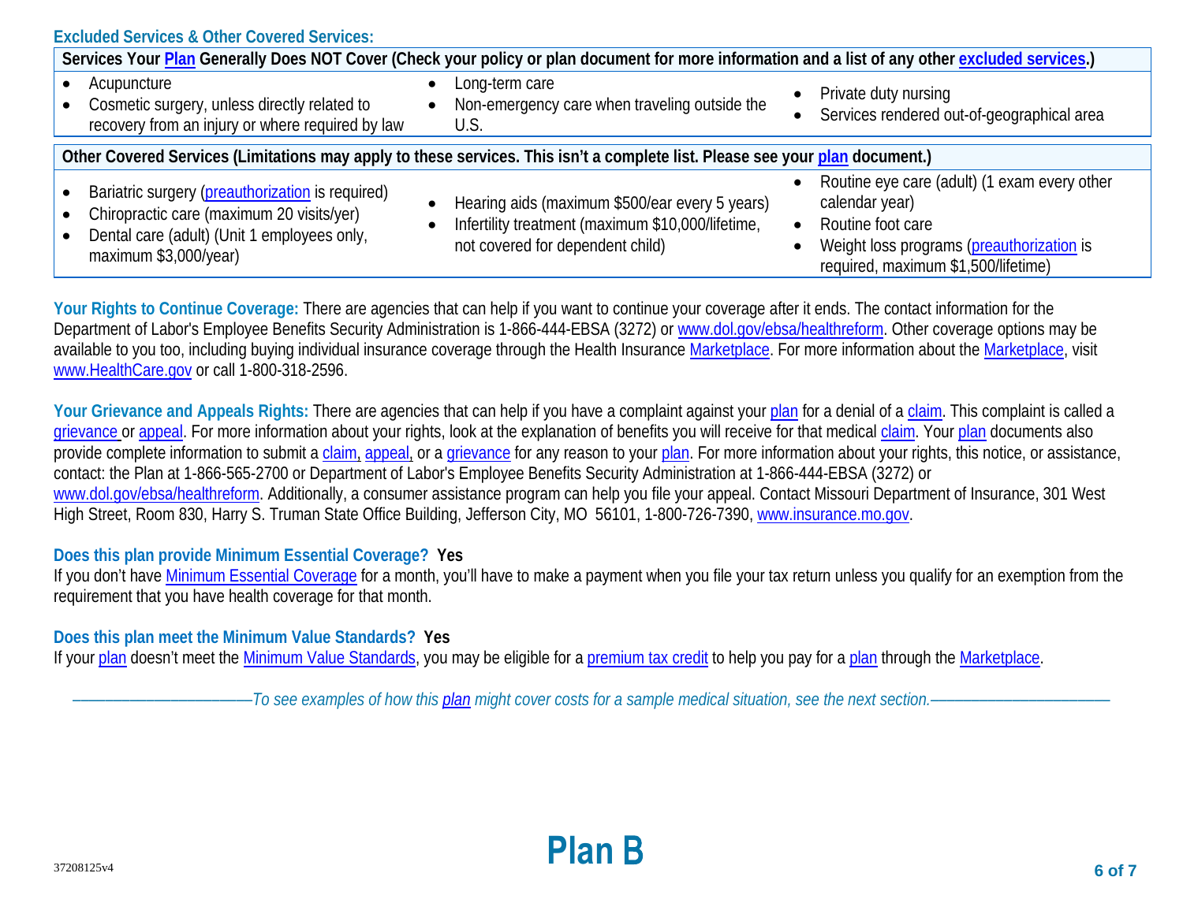## Excluded Services & Other Covered Services:

| Services Your Plan Generally Does NOT Cover (Check your policy or plan document for more information and a list of any other excluded services.) | | |
|---|---|---|
| • Acupuncture<br>• Cosmetic surgery, unless directly related to recovery from an injury or where required by law | • Long-term care<br>• Non-emergency care when traveling outside the U.S. | • Private duty nursing<br>• Services rendered out-of-geographical area |

| Other Covered Services (Limitations may apply to these services. This isn't a complete list. Please see your plan document.) | | |
|---|---|---|
| • Bariatric surgery (preauthorization is required)<br>• Chiropractic care (maximum 20 visits/yer)<br>• Dental care (adult) (Unit 1 employees only, maximum $3,000/year) | • Hearing aids (maximum $500/ear every 5 years)<br>• Infertility treatment (maximum $10,000/lifetime, not covered for dependent child) | • Routine eye care (adult) (1 exam every other calendar year)<br>• Routine foot care<br>• Weight loss programs (preauthorization is required, maximum $1,500/lifetime) |

**Your Rights to Continue Coverage:** There are agencies that can help if you want to continue your coverage after it ends. The contact information for the Department of Labor's Employee Benefits Security Administration is 1-866-444-EBSA (3272) or www.dol.gov/ebsa/healthreform. Other coverage options may be available to you too, including buying individual insurance coverage through the Health Insurance Marketplace. For more information about the Marketplace, visit www.HealthCare.gov or call 1-800-318-2596.

**Your Grievance and Appeals Rights:** There are agencies that can help if you have a complaint against your plan for a denial of a claim. This complaint is called a grievance or appeal. For more information about your rights, look at the explanation of benefits you will receive for that medical claim. Your plan documents also provide complete information to submit a claim, appeal, or a grievance for any reason to your plan. For more information about your rights, this notice, or assistance, contact: the Plan at 1-866-565-2700 or Department of Labor's Employee Benefits Security Administration at 1-866-444-EBSA (3272) or www.dol.gov/ebsa/healthreform. Additionally, a consumer assistance program can help you file your appeal. Contact Missouri Department of Insurance, 301 West High Street, Room 830, Harry S. Truman State Office Building, Jefferson City, MO 56101, 1-800-726-7390, www.insurance.mo.gov.

**Does this plan provide Minimum Essential Coverage? Yes**

If you don't have Minimum Essential Coverage for a month, you'll have to make a payment when you file your tax return unless you qualify for an exemption from the requirement that you have health coverage for that month.

**Does this plan meet the Minimum Value Standards? Yes**

If your plan doesn't meet the Minimum Value Standards, you may be eligible for a premium tax credit to help you pay for a plan through the Marketplace.

*——————————To see examples of how this plan might cover costs for a sample medical situation, see the next section.——————————*

**Plan B**

37208125v4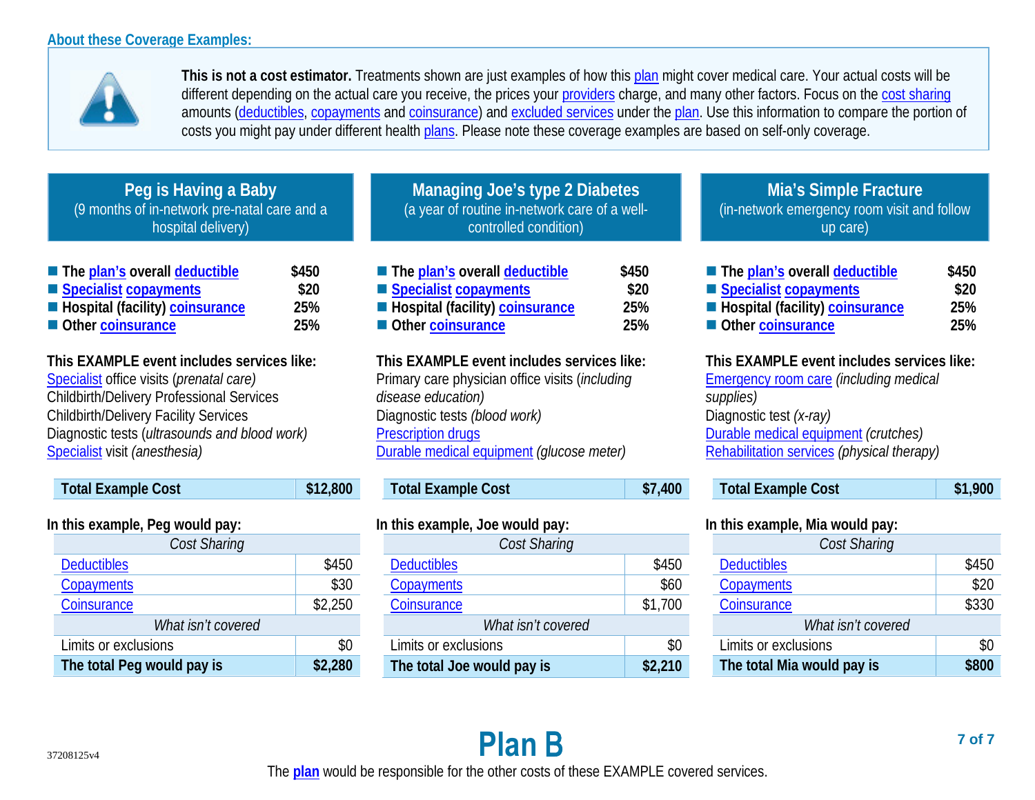## About these Coverage Examples:

**This is not a cost estimator.** Treatments shown are just examples of how this plan might cover medical care. Your actual costs will be different depending on the actual care you receive, the prices your providers charge, and many other factors. Focus on the cost sharing amounts (deductibles, copayments and coinsurance) and excluded services under the plan. Use this information to compare the portion of costs you might pay under different health plans. Please note these coverage examples are based on self-only coverage.

### Peg is Having a Baby
(9 months of in-network pre-natal care and a hospital delivery)

- **The plan's overall deductible** **$450**
- **Specialist copayments** **$20**
- **Hospital (facility) coinsurance** **25%**
- **Other coinsurance** **25%**

**This EXAMPLE event includes services like:**
Specialist office visits (*prenatal care)*
Childbirth/Delivery Professional Services
Childbirth/Delivery Facility Services
Diagnostic tests (*ultrasounds and blood work)*
Specialist visit *(anesthesia)*

| **Total Example Cost** | **$12,800** |
|---|---|

**In this example, Peg would pay:**

| *Cost Sharing* | |
|---|---|
| Deductibles | $450 |
| Copayments | $30 |
| Coinsurance | $2,250 |
| *What isn't covered* | |
| Limits or exclusions | $0 |
| **The total Peg would pay is** | **$2,280** |

### Managing Joe's type 2 Diabetes
(a year of routine in-network care of a well-controlled condition)

- **The plan's overall deductible** **$450**
- **Specialist copayments** **$20**
- **Hospital (facility) coinsurance** **25%**
- **Other coinsurance** **25%**

**This EXAMPLE event includes services like:**
Primary care physician office visits (*including disease education)*
Diagnostic tests *(blood work)*
Prescription drugs
Durable medical equipment *(glucose meter)*

| **Total Example Cost** | **$7,400** |
|---|---|

**In this example, Joe would pay:**

| *Cost Sharing* | |
|---|---|
| Deductibles | $450 |
| Copayments | $60 |
| Coinsurance | $1,700 |
| *What isn't covered* | |
| Limits or exclusions | $0 |
| **The total Joe would pay is** | **$2,210** |

### Mia's Simple Fracture
(in-network emergency room visit and follow up care)

- **The plan's overall deductible** **$450**
- **Specialist copayments** **$20**
- **Hospital (facility) coinsurance** **25%**
- **Other coinsurance** **25%**

**This EXAMPLE event includes services like:**
Emergency room care *(including medical supplies)*
Diagnostic test *(x-ray)*
Durable medical equipment *(crutches)*
Rehabilitation services *(physical therapy)*

| **Total Example Cost** | **$1,900** |
|---|---|

**In this example, Mia would pay:**

| *Cost Sharing* | |
|---|---|
| Deductibles | $450 |
| Copayments | $20 |
| Coinsurance | $330 |
| *What isn't covered* | |
| Limits or exclusions | $0 |
| **The total Mia would pay is** | **$800** |

37208125v4

# Plan B

The **plan** would be responsible for the other costs of these EXAMPLE covered services.